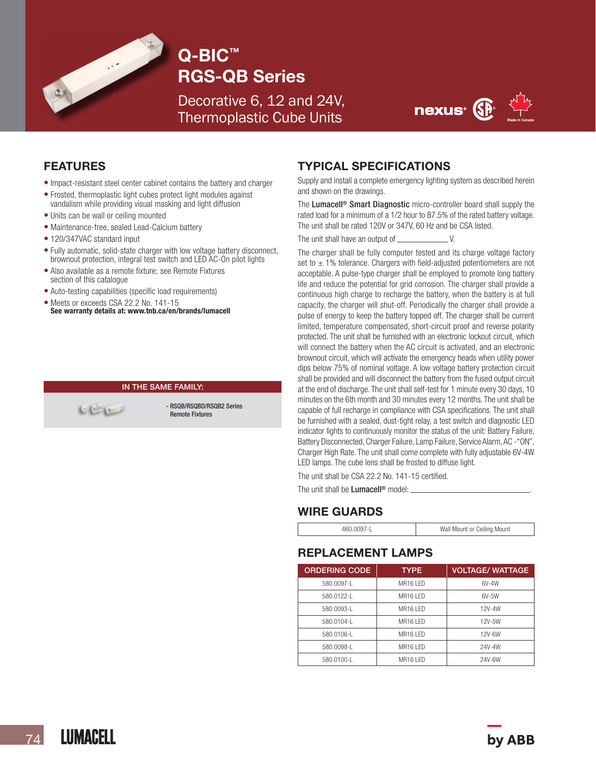# Q-BIC™ RGS-QB Series

Decorative 6, 12 and 24V, Thermoplastic Cube Units

nexus®

Made in Canada

## FEATURES

- Impact-resistant steel center cabinet contains the battery and charger
- Frosted, thermoplastic light cubes protect light modules against vandalism while providing visual masking and light diffusion
- Units can be wall or ceiling mounted
- Maintenance-free, sealed Lead-Calcium battery
- 120/347VAC standard input
- Fully automatic, solid-state charger with low voltage battery disconnect, brownout protection, integral test switch and LED AC-On pilot lights
- Also available as a remote fixture; see Remote Fixtures section of this catalogue
- Auto-testing capabilities (specific load requirements)
- Meets or exceeds CSA 22.2 No. 141-15
  **See warranty details at: www.tnb.ca/en/brands/lumacell**

**IN THE SAME FAMILY:**

- RSQB/RSQBD/RSQB2 Series Remote Fixtures

## TYPICAL SPECIFICATIONS

Supply and install a complete emergency lighting system as described herein and shown on the drawings.

The **Lumacell® Smart Diagnostic** micro-controller board shall supply the rated load for a minimum of a 1/2 hour to 87.5% of the rated battery voltage. The unit shall be rated 120V or 347V, 60 Hz and be CSA listed.

The unit shall have an output of ____________ V.

The charger shall be fully computer tested and its charge voltage factory set to ± 1% tolerance. Chargers with field-adjusted potentiometers are not acceptable. A pulse-type charger shall be employed to promote long battery life and reduce the potential for grid corrosion. The charger shall provide a continuous high charge to recharge the battery, when the battery is at full capacity, the charger will shut-off. Periodically the charger shall provide a pulse of energy to keep the battery topped off. The charger shall be current limited, temperature compensated, short-circuit proof and reverse polarity protected. The unit shall be furnished with an electronic lockout circuit, which will connect the battery when the AC circuit is activated, and an electronic brownout circuit, which will activate the emergency heads when utility power dips below 75% of nominal voltage. A low voltage battery protection circuit shall be provided and will disconnect the battery from the fused output circuit at the end of discharge. The unit shall self-test for 1 minute every 30 days, 10 minutes on the 6th month and 30 minutes every 12 months. The unit shall be capable of full recharge in compliance with CSA specifications. The unit shall be furnished with a sealed, dust-tight relay, a test switch and diagnostic LED indicator lights to continuously monitor the status of the unit: Battery Failure, Battery Disconnected, Charger Failure, Lamp Failure, Service Alarm, AC -"ON", Charger High Rate. The unit shall come complete with fully adjustable 6V-4W LED lamps. The cube lens shall be frosted to diffuse light.

The unit shall be CSA 22.2 No. 141-15 certified.

The unit shall be **Lumacell®** model: ______________________________.

## WIRE GUARDS

| 460.0097-L | Wall Mount or Ceiling Mount |
|---|---|

## REPLACEMENT LAMPS

| ORDERING CODE | TYPE | VOLTAGE/ WATTAGE |
|---|---|---|
| 580.0097-L | MR16 LED | 6V-4W |
| 580.0122-L | MR16 LED | 6V-5W |
| 580.0093-L | MR16 LED | 12V-4W |
| 580.0104-L | MR16 LED | 12V-5W |
| 580.0106-L | MR16 LED | 12V-6W |
| 580.0098-L | MR16 LED | 24V-4W |
| 580.0100-L | MR16 LED | 24V-6W |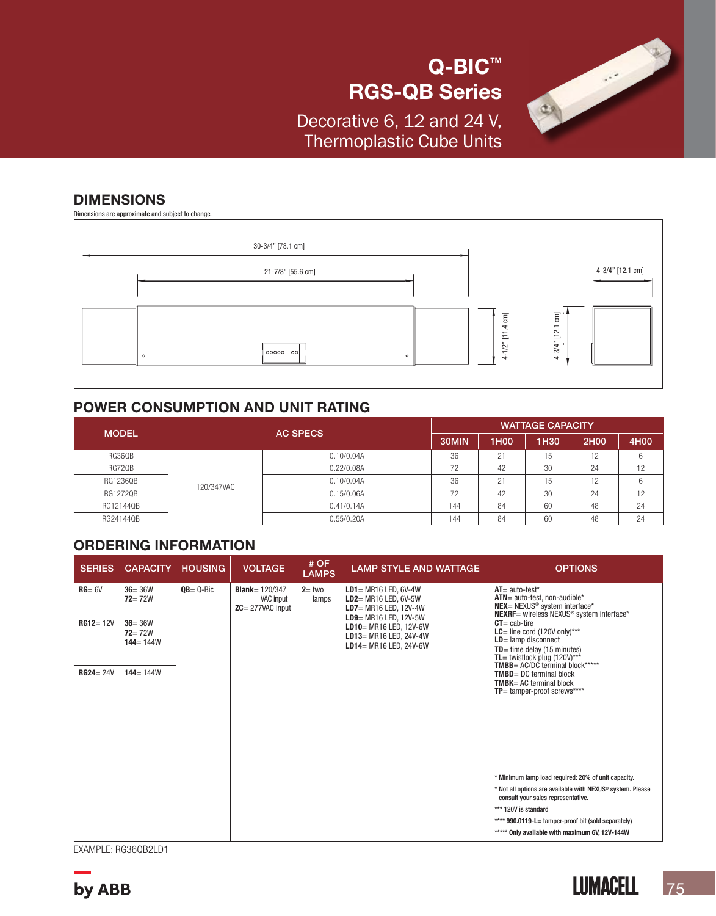# Q-BIC™
# RGS-QB Series

Decorative 6, 12 and 24 V, Thermoplastic Cube Units

## DIMENSIONS

Dimensions are approximate and subject to change.

30-3/4" [78.1 cm]

21-7/8" [55.6 cm]

4-3/4" [12.1 cm]

4-1/2" [11.4 cm]

4-3/4" [12.1 cm]

## POWER CONSUMPTION AND UNIT RATING

| MODEL | AC SPECS | | WATTAGE CAPACITY | | | | |
|---|---|---|---|---|---|---|---|
| | | | 30MIN | 1H00 | 1H30 | 2H00 | 4H00 |
| RG36QB | 120/347VAC | 0.10/0.04A | 36 | 21 | 15 | 12 | 6 |
| RG72QB | | 0.22/0.08A | 72 | 42 | 30 | 24 | 12 |
| RG1236QB | | 0.10/0.04A | 36 | 21 | 15 | 12 | 6 |
| RG1272QB | | 0.15/0.06A | 72 | 42 | 30 | 24 | 12 |
| RG12144QB | | 0.41/0.14A | 144 | 84 | 60 | 48 | 24 |
| RG24144QB | | 0.55/0.20A | 144 | 84 | 60 | 48 | 24 |

## ORDERING INFORMATION

| SERIES | CAPACITY | HOUSING | VOLTAGE | # OF LAMPS | LAMP STYLE AND WATTAGE | OPTIONS |
|---|---|---|---|---|---|---|
| **RG**= 6V | **36**= 36W<br>**72**= 72W | **QB**= Q-Bic | **Blank**= 120/347 VAC input<br>**ZC**= 277VAC input | **2**= two lamps | **LD1**= MR16 LED, 6V-4W<br>**LD2**= MR16 LED, 6V-5W<br>**LD7**= MR16 LED, 12V-4W<br>**LD9**= MR16 LED, 12V-5W<br>**LD10**= MR16 LED, 12V-6W<br>**LD13**= MR16 LED, 24V-4W<br>**LD14**= MR16 LED, 24V-6W | **AT**= auto-test*<br>**ATN**= auto-test, non-audible*<br>**NEX**= NEXUS® system interface*<br>**NEXRF**= wireless NEXUS® system interface*<br>**CT**= cab-tire<br>**LC**= line cord (120V only)***<br>**LD**= lamp disconnect<br>**TD**= time delay (15 minutes)<br>**TL**= twistlock plug (120V)***<br>**TMBB**= AC/DC terminal block*****<br>**TMBD**= DC terminal block<br>**TMBK**= AC terminal block<br>**TP**= tamper-proof screws**** |
| **RG12**= 12V | **36**= 36W<br>**72**= 72W<br>**144**= 144W | | | | | |
| **RG24**= 24V | **144**= 144W | | | | | |

\* Minimum lamp load required: 20% of unit capacity.

\* Not all options are available with NEXUS® system. Please consult your sales representative.

*** 120V is standard

**** **990.0119-L**= tamper-proof bit (sold separately)

***** **Only available with maximum 6V, 12V-144W**

EXAMPLE: RG36QB2LD1

by ABB

LUMACELL